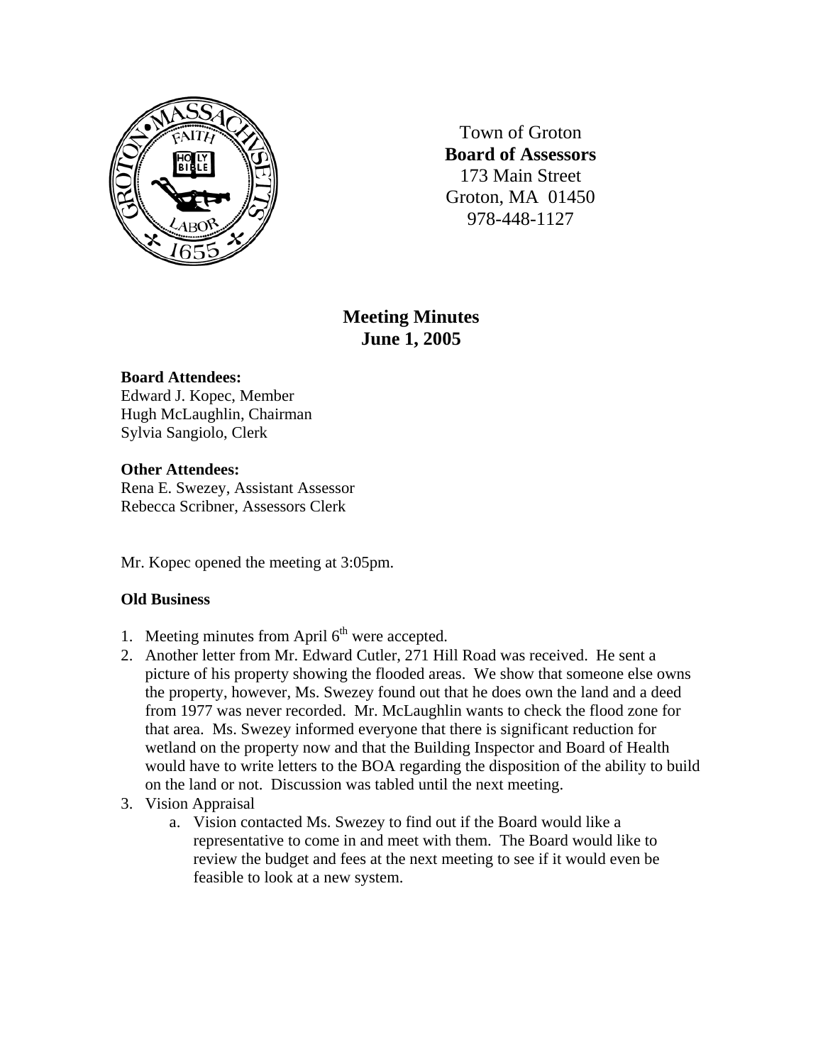Town of Groton
**Board of Assessors**
173 Main Street
Groton, MA 01450
978-448-1127

# Meeting Minutes
## June 1, 2005

**Board Attendees:**
Edward J. Kopec, Member
Hugh McLaughlin, Chairman
Sylvia Sangiolo, Clerk

**Other Attendees:**
Rena E. Swezey, Assistant Assessor
Rebecca Scribner, Assessors Clerk

Mr. Kopec opened the meeting at 3:05pm.

**Old Business**

1. Meeting minutes from April 6th were accepted.
2. Another letter from Mr. Edward Cutler, 271 Hill Road was received. He sent a picture of his property showing the flooded areas. We show that someone else owns the property, however, Ms. Swezey found out that he does own the land and a deed from 1977 was never recorded. Mr. McLaughlin wants to check the flood zone for that area. Ms. Swezey informed everyone that there is significant reduction for wetland on the property now and that the Building Inspector and Board of Health would have to write letters to the BOA regarding the disposition of the ability to build on the land or not. Discussion was tabled until the next meeting.
3. Vision Appraisal
   a. Vision contacted Ms. Swezey to find out if the Board would like a representative to come in and meet with them. The Board would like to review the budget and fees at the next meeting to see if it would even be feasible to look at a new system.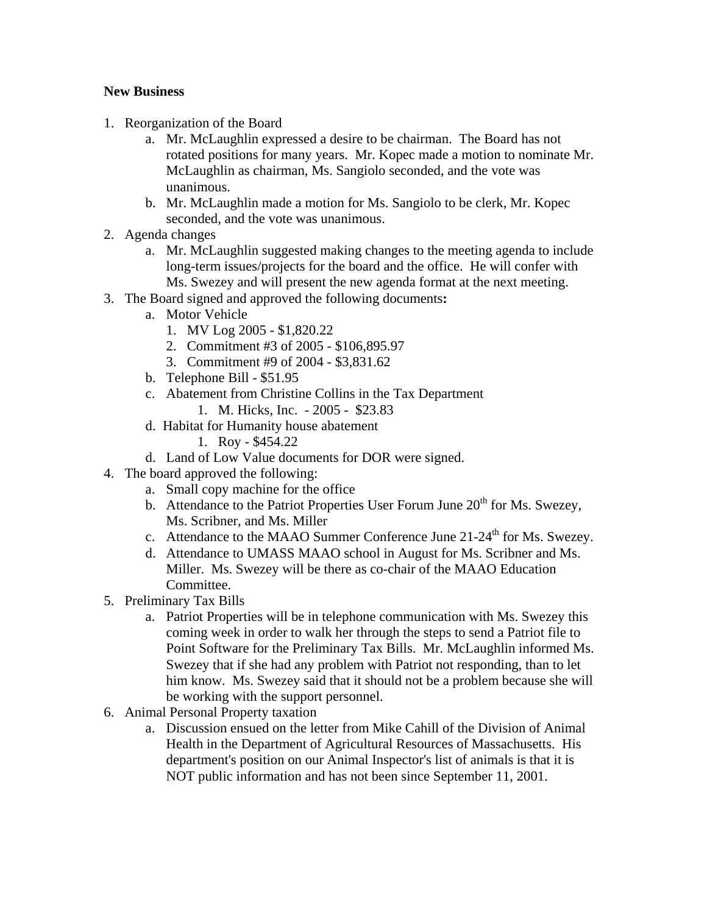**New Business**

1. Reorganization of the Board
    a. Mr. McLaughlin expressed a desire to be chairman. The Board has not rotated positions for many years. Mr. Kopec made a motion to nominate Mr. McLaughlin as chairman, Ms. Sangiolo seconded, and the vote was unanimous.
    b. Mr. McLaughlin made a motion for Ms. Sangiolo to be clerk, Mr. Kopec seconded, and the vote was unanimous.
2. Agenda changes
    a. Mr. McLaughlin suggested making changes to the meeting agenda to include long-term issues/projects for the board and the office. He will confer with Ms. Swezey and will present the new agenda format at the next meeting.
3. The Board signed and approved the following documents**:**
    a. Motor Vehicle
        1. MV Log 2005 - $1,820.22
        2. Commitment #3 of 2005 - $106,895.97
        3. Commitment #9 of 2004 - $3,831.62
    b. Telephone Bill - $51.95
    c. Abatement from Christine Collins in the Tax Department
        1. M. Hicks, Inc. - 2005 - $23.83
    d. Habitat for Humanity house abatement
        1. Roy - $454.22
    d. Land of Low Value documents for DOR were signed.
4. The board approved the following:
    a. Small copy machine for the office
    b. Attendance to the Patriot Properties User Forum June 20th for Ms. Swezey, Ms. Scribner, and Ms. Miller
    c. Attendance to the MAAO Summer Conference June 21-24th for Ms. Swezey.
    d. Attendance to UMASS MAAO school in August for Ms. Scribner and Ms. Miller. Ms. Swezey will be there as co-chair of the MAAO Education Committee.
5. Preliminary Tax Bills
    a. Patriot Properties will be in telephone communication with Ms. Swezey this coming week in order to walk her through the steps to send a Patriot file to Point Software for the Preliminary Tax Bills. Mr. McLaughlin informed Ms. Swezey that if she had any problem with Patriot not responding, than to let him know. Ms. Swezey said that it should not be a problem because she will be working with the support personnel.
6. Animal Personal Property taxation
    a. Discussion ensued on the letter from Mike Cahill of the Division of Animal Health in the Department of Agricultural Resources of Massachusetts. His department's position on our Animal Inspector's list of animals is that it is NOT public information and has not been since September 11, 2001.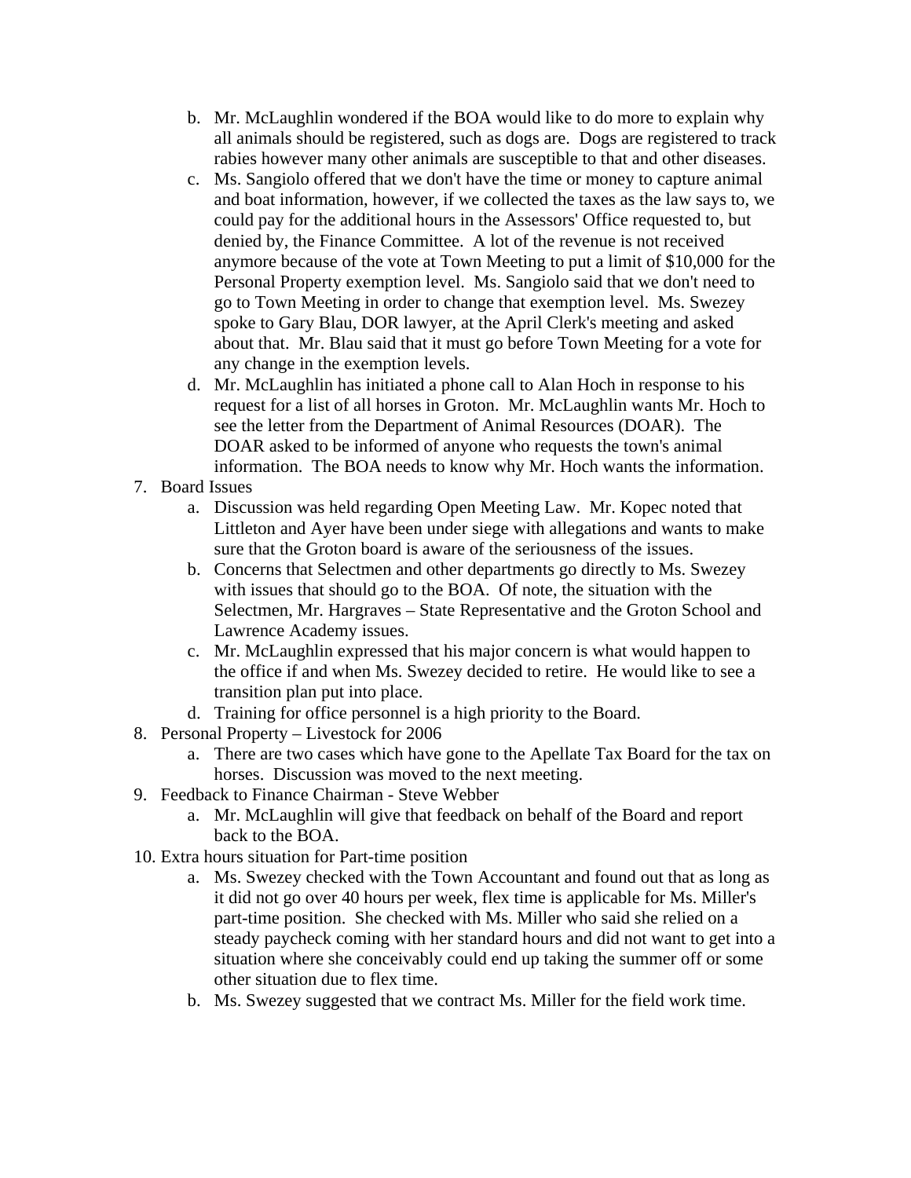b. Mr. McLaughlin wondered if the BOA would like to do more to explain why all animals should be registered, such as dogs are. Dogs are registered to track rabies however many other animals are susceptible to that and other diseases.
   c. Ms. Sangiolo offered that we don't have the time or money to capture animal and boat information, however, if we collected the taxes as the law says to, we could pay for the additional hours in the Assessors' Office requested to, but denied by, the Finance Committee. A lot of the revenue is not received anymore because of the vote at Town Meeting to put a limit of $10,000 for the Personal Property exemption level. Ms. Sangiolo said that we don't need to go to Town Meeting in order to change that exemption level. Ms. Swezey spoke to Gary Blau, DOR lawyer, at the April Clerk's meeting and asked about that. Mr. Blau said that it must go before Town Meeting for a vote for any change in the exemption levels.
   d. Mr. McLaughlin has initiated a phone call to Alan Hoch in response to his request for a list of all horses in Groton. Mr. McLaughlin wants Mr. Hoch to see the letter from the Department of Animal Resources (DOAR). The DOAR asked to be informed of anyone who requests the town's animal information. The BOA needs to know why Mr. Hoch wants the information.

7. Board Issues
   a. Discussion was held regarding Open Meeting Law. Mr. Kopec noted that Littleton and Ayer have been under siege with allegations and wants to make sure that the Groton board is aware of the seriousness of the issues.
   b. Concerns that Selectmen and other departments go directly to Ms. Swezey with issues that should go to the BOA. Of note, the situation with the Selectmen, Mr. Hargraves – State Representative and the Groton School and Lawrence Academy issues.
   c. Mr. McLaughlin expressed that his major concern is what would happen to the office if and when Ms. Swezey decided to retire. He would like to see a transition plan put into place.
   d. Training for office personnel is a high priority to the Board.

8. Personal Property – Livestock for 2006
   a. There are two cases which have gone to the Apellate Tax Board for the tax on horses. Discussion was moved to the next meeting.

9. Feedback to Finance Chairman - Steve Webber
   a. Mr. McLaughlin will give that feedback on behalf of the Board and report back to the BOA.

10. Extra hours situation for Part-time position
    a. Ms. Swezey checked with the Town Accountant and found out that as long as it did not go over 40 hours per week, flex time is applicable for Ms. Miller's part-time position. She checked with Ms. Miller who said she relied on a steady paycheck coming with her standard hours and did not want to get into a situation where she conceivably could end up taking the summer off or some other situation due to flex time.
    b. Ms. Swezey suggested that we contract Ms. Miller for the field work time.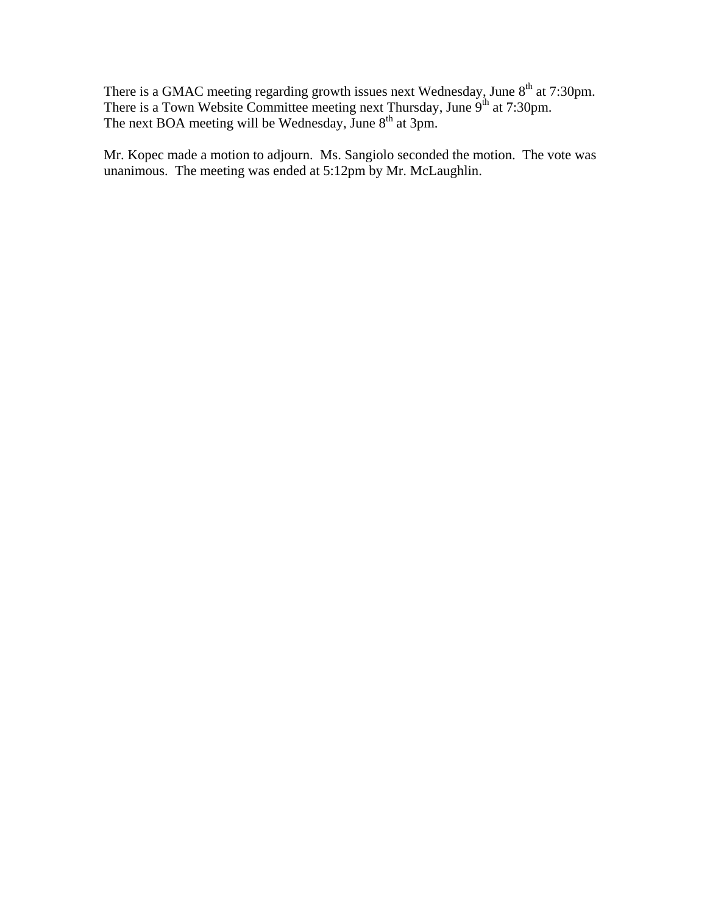There is a GMAC meeting regarding growth issues next Wednesday, June 8th at 7:30pm.
There is a Town Website Committee meeting next Thursday, June 9th at 7:30pm.
The next BOA meeting will be Wednesday, June 8th at 3pm.

Mr. Kopec made a motion to adjourn. Ms. Sangiolo seconded the motion. The vote was unanimous. The meeting was ended at 5:12pm by Mr. McLaughlin.